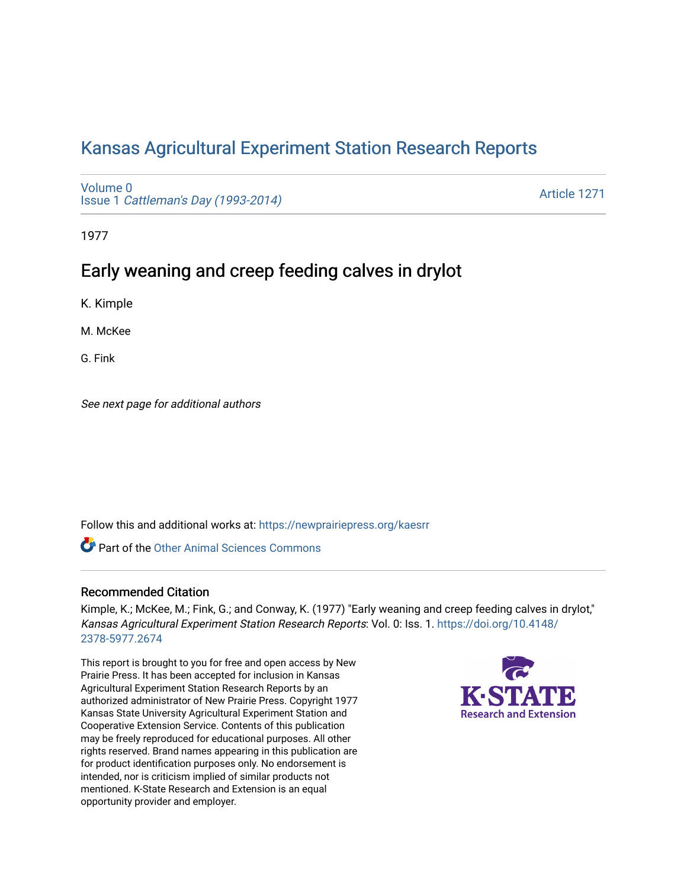# Kansas Agricultural Experiment Station Research Reports

Volume 0
Issue 1 *Cattleman's Day (1993-2014)*

Article 1271

1977

## Early weaning and creep feeding calves in drylot

K. Kimple

M. McKee

G. Fink

*See next page for additional authors*

Follow this and additional works at: https://newprairiepress.org/kaesrr

Part of the Other Animal Sciences Commons

### Recommended Citation

Kimple, K.; McKee, M.; Fink, G.; and Conway, K. (1977) "Early weaning and creep feeding calves in drylot," *Kansas Agricultural Experiment Station Research Reports*: Vol. 0: Iss. 1. https://doi.org/10.4148/2378-5977.2674

This report is brought to you for free and open access by New Prairie Press. It has been accepted for inclusion in Kansas Agricultural Experiment Station Research Reports by an authorized administrator of New Prairie Press. Copyright 1977 Kansas State University Agricultural Experiment Station and Cooperative Extension Service. Contents of this publication may be freely reproduced for educational purposes. All other rights reserved. Brand names appearing in this publication are for product identification purposes only. No endorsement is intended, nor is criticism implied of similar products not mentioned. K-State Research and Extension is an equal opportunity provider and employer.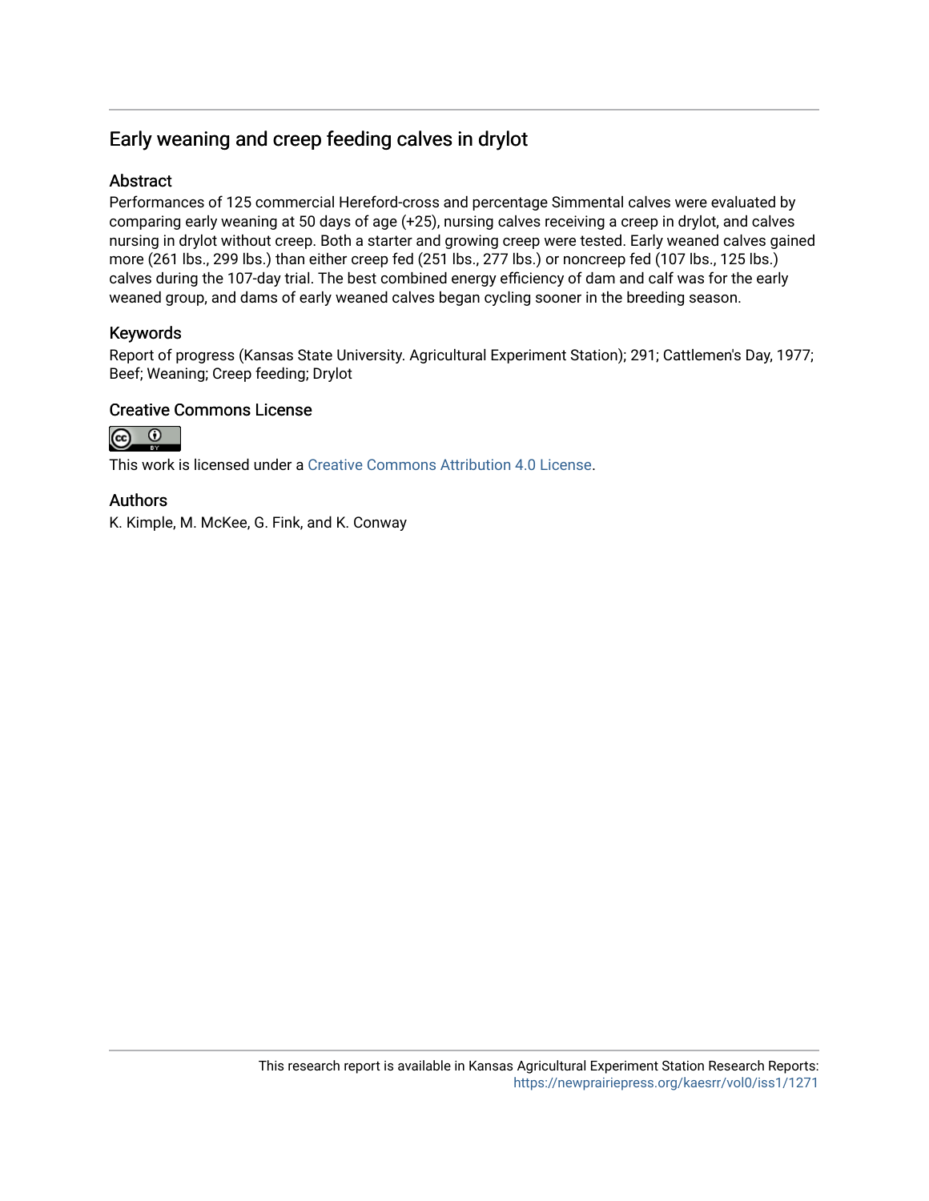# Early weaning and creep feeding calves in drylot

## Abstract

Performances of 125 commercial Hereford-cross and percentage Simmental calves were evaluated by comparing early weaning at 50 days of age (+25), nursing calves receiving a creep in drylot, and calves nursing in drylot without creep. Both a starter and growing creep were tested. Early weaned calves gained more (261 lbs., 299 lbs.) than either creep fed (251 lbs., 277 lbs.) or noncreep fed (107 lbs., 125 lbs.) calves during the 107-day trial. The best combined energy efficiency of dam and calf was for the early weaned group, and dams of early weaned calves began cycling sooner in the breeding season.

## Keywords

Report of progress (Kansas State University. Agricultural Experiment Station); 291; Cattlemen's Day, 1977; Beef; Weaning; Creep feeding; Drylot

## Creative Commons License

This work is licensed under a Creative Commons Attribution 4.0 License.

## Authors

K. Kimple, M. McKee, G. Fink, and K. Conway

This research report is available in Kansas Agricultural Experiment Station Research Reports: https://newprairiepress.org/kaesrr/vol0/iss1/1271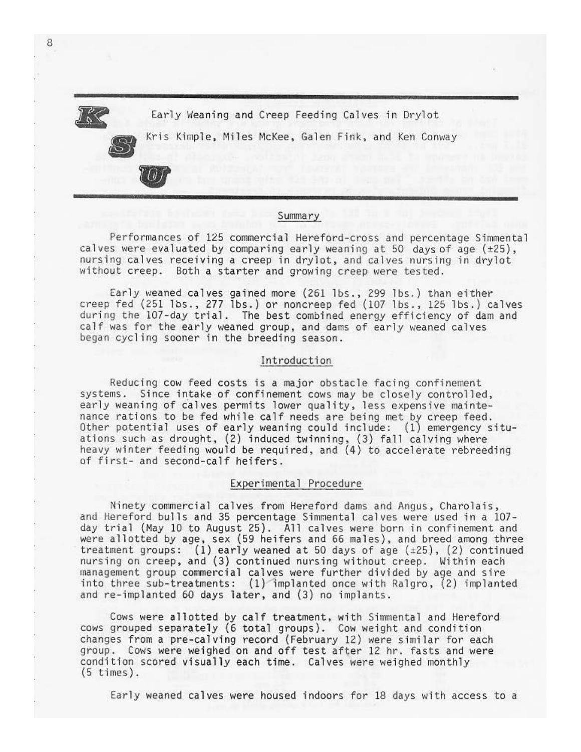## Early Weaning and Creep Feeding Calves in Drylot

Kris Kimple, Miles McKee, Galen Fink, and Ken Conway

### Summary

Performances of 125 commercial Hereford-cross and percentage Simmental calves were evaluated by comparing early weaning at 50 days of age (±25), nursing calves receiving a creep in drylot, and calves nursing in drylot without creep. Both a starter and growing creep were tested.

Early weaned calves gained more (261 lbs., 299 lbs.) than either creep fed (251 lbs., 277 lbs.) or noncreep fed (107 lbs., 125 lbs.) calves during the 107-day trial. The best combined energy efficiency of dam and calf was for the early weaned group, and dams of early weaned calves began cycling sooner in the breeding season.

### Introduction

Reducing cow feed costs is a major obstacle facing confinement systems. Since intake of confinement cows may be closely controlled, early weaning of calves permits lower quality, less expensive maintenance rations to be fed while calf needs are being met by creep feed. Other potential uses of early weaning could include: (1) emergency situations such as drought, (2) induced twinning, (3) fall calving where heavy winter feeding would be required, and (4) to accelerate rebreeding of first- and second-calf heifers.

### Experimental Procedure

Ninety commercial calves from Hereford dams and Angus, Charolais, and Hereford bulls and 35 percentage Simmental calves were used in a 107-day trial (May 10 to August 25). All calves were born in confinement and were allotted by age, sex (59 heifers and 66 males), and breed among three treatment groups: (1) early weaned at 50 days of age (±25), (2) continued nursing on creep, and (3) continued nursing without creep. Within each management group commercial calves were further divided by age and sire into three sub-treatments: (1) implanted once with Ralgro, (2) implanted and re-implanted 60 days later, and (3) no implants.

Cows were allotted by calf treatment, with Simmental and Hereford cows grouped separately (6 total groups). Cow weight and condition changes from a pre-calving record (February 12) were similar for each group. Cows were weighed on and off test after 12 hr. fasts and were condition scored visually each time. Calves were weighed monthly (5 times).

Early weaned calves were housed indoors for 18 days with access to a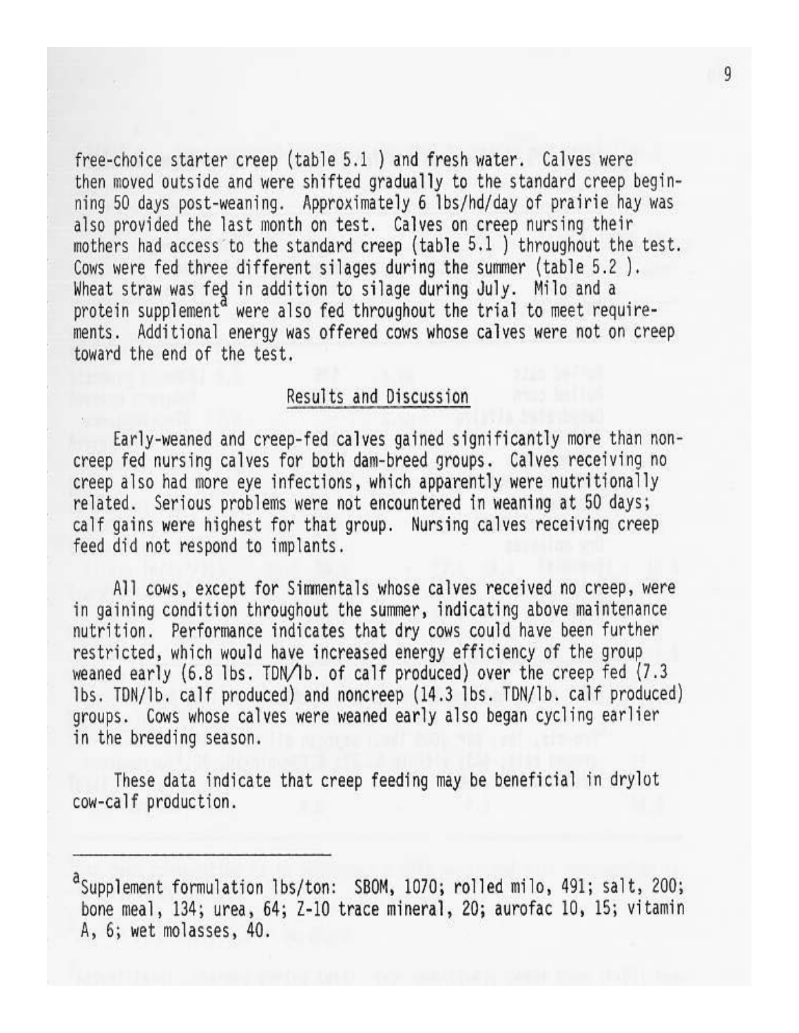free-choice starter creep (table 5.1 ) and fresh water. Calves were then moved outside and were shifted gradually to the standard creep beginning 50 days post-weaning. Approximately 6 lbs/hd/day of prairie hay was also provided the last month on test. Calves on creep nursing their mothers had access to the standard creep (table 5.1 ) throughout the test. Cows were fed three different silages during the summer (table 5.2 ). Wheat straw was fed in addition to silage during July. Milo and a protein supplement[a] were also fed throughout the trial to meet requirements. Additional energy was offered cows whose calves were not on creep toward the end of the test.

## Results and Discussion

Early-weaned and creep-fed calves gained significantly more than non-creep fed nursing calves for both dam-breed groups. Calves receiving no creep also had more eye infections, which apparently were nutritionally related. Serious problems were not encountered in weaning at 50 days; calf gains were highest for that group. Nursing calves receiving creep feed did not respond to implants.

All cows, except for Simmentals whose calves received no creep, were in gaining condition throughout the summer, indicating above maintenance nutrition. Performance indicates that dry cows could have been further restricted, which would have increased energy efficiency of the group weaned early (6.8 lbs. TDN/lb. of calf produced) over the creep fed (7.3 lbs. TDN/lb. calf produced) and noncreep (14.3 lbs. TDN/lb. calf produced) groups. Cows whose calves were weaned early also began cycling earlier in the breeding season.

These data indicate that creep feeding may be beneficial in drylot cow-calf production.

---

[a]Supplement formulation lbs/ton: SBOM, 1070; rolled milo, 491; salt, 200; bone meal, 134; urea, 64; Z-10 trace mineral, 20; aurofac 10, 15; vitamin A, 6; wet molasses, 40.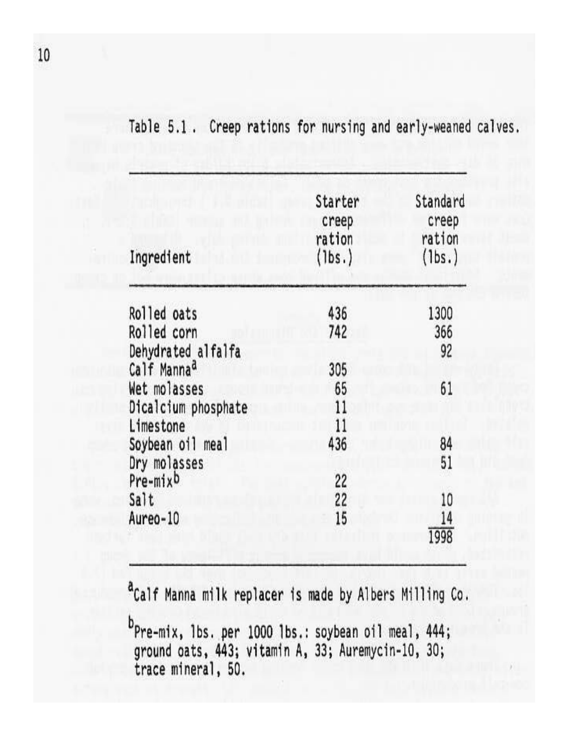Table 5.1. Creep rations for nursing and early-weaned calves.

| Ingredient | Starter creep ration (lbs.) | Standard creep ration (lbs.) |
|---|---|---|
| Rolled oats | 436 | 1300 |
| Rolled corn | 742 | 366 |
| Dehydrated alfalfa | | 92 |
| Calf Manna[a] | 305 | |
| Wet molasses | 65 | 61 |
| Dicalcium phosphate | 11 | |
| Limestone | 11 | |
| Soybean oil meal | 436 | 84 |
| Dry molasses | | 51 |
| Pre-mix[b] | 22 | |
| Salt | 22 | 10 |
| Aureo-10 | 15 | 14 |
| | | 1998 |

[a]Calf Manna milk replacer is made by Albers Milling Co.

[b]Pre-mix, lbs. per 1000 lbs.: soybean oil meal, 444; ground oats, 443; vitamin A, 33; Auremycin-10, 30; trace mineral, 50.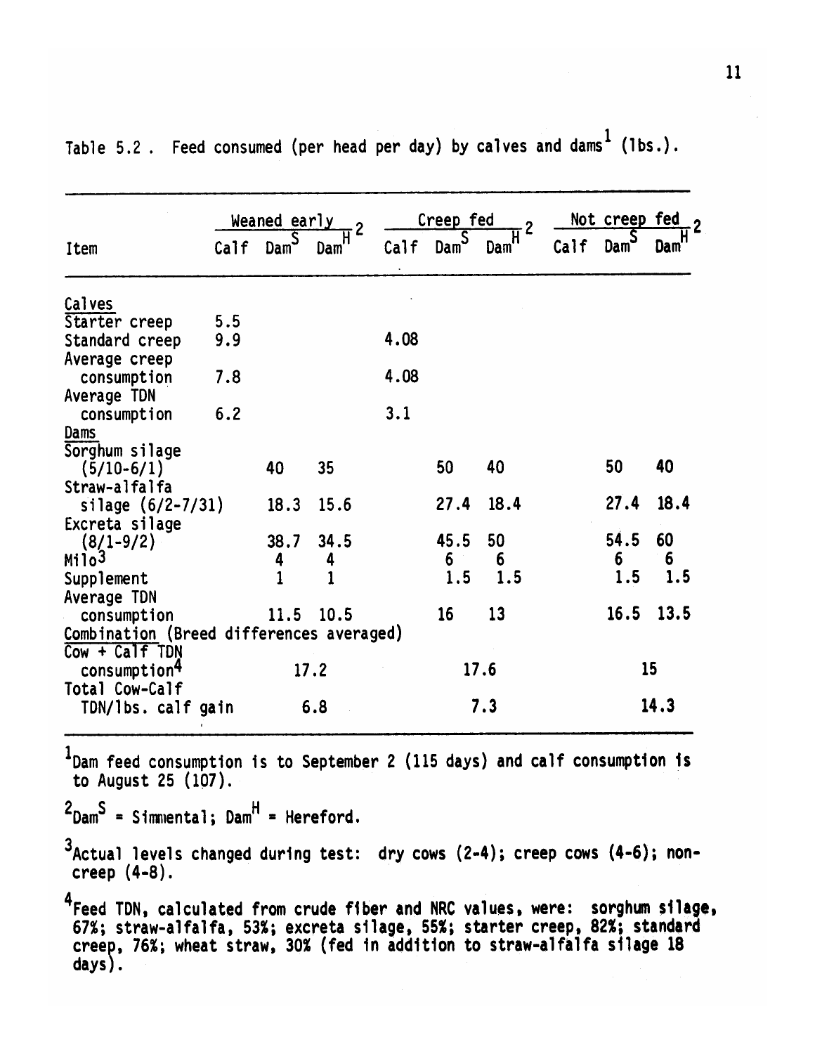Table 5.2 . Feed consumed (per head per day) by calves and dams[1] (lbs.).

| Item | Weaned early[2] | | | Creep fed[2] | | | Not creep fed[2] | | |
|---|---|---|---|---|---|---|---|---|---|
| | Calf | Dam$^S$ | Dam$^H$ | Calf | Dam$^S$ | Dam$^H$ | Calf | Dam$^S$ | Dam$^H$ |
| Calves | | | | | | | | | |
| Starter creep | 5.5 | | | | | | | | |
| Standard creep | 9.9 | | | 4.08 | | | | | |
| Average creep consumption | 7.8 | | | 4.08 | | | | | |
| Average TDN consumption | 6.2 | | | 3.1 | | | | | |
| Dams | | | | | | | | | |
| Sorghum silage (5/10-6/1) | | 40 | 35 | | 50 | 40 | | 50 | 40 |
| Straw-alfalfa silage (6/2-7/31) | | 18.3 | 15.6 | | 27.4 | 18.4 | | 27.4 | 18.4 |
| Excreta silage (8/1-9/2) | | 38.7 | 34.5 | | 45.5 | 50 | | 54.5 | 60 |
| Milo[3] | | 4 | 4 | | 6 | 6 | | 6 | 6 |
| Supplement | | 1 | 1 | | 1.5 | 1.5 | | 1.5 | 1.5 |
| Average TDN consumption | | 11.5 | 10.5 | | 16 | 13 | | 16.5 | 13.5 |
| Combination (Breed differences averaged) | | | | | | | | | |
| Cow + Calf TDN consumption[4] | | 17.2 | | | 17.6 | | | 15 | |
| Total Cow-Calf TDN/lbs. calf gain | | 6.8 | | | 7.3 | | | 14.3 | |

[1]Dam feed consumption is to September 2 (115 days) and calf consumption is to August 25 (107).

[2]Dam$^S$ = Simmental; Dam$^H$ = Hereford.

[3]Actual levels changed during test: dry cows (2-4); creep cows (4-6); non-creep (4-8).

[4]Feed TDN, calculated from crude fiber and NRC values, were: sorghum silage, 67%; straw-alfalfa, 53%; excreta silage, 55%; starter creep, 82%; standard creep, 76%; wheat straw, 30% (fed in addition to straw-alfalfa silage 18 days).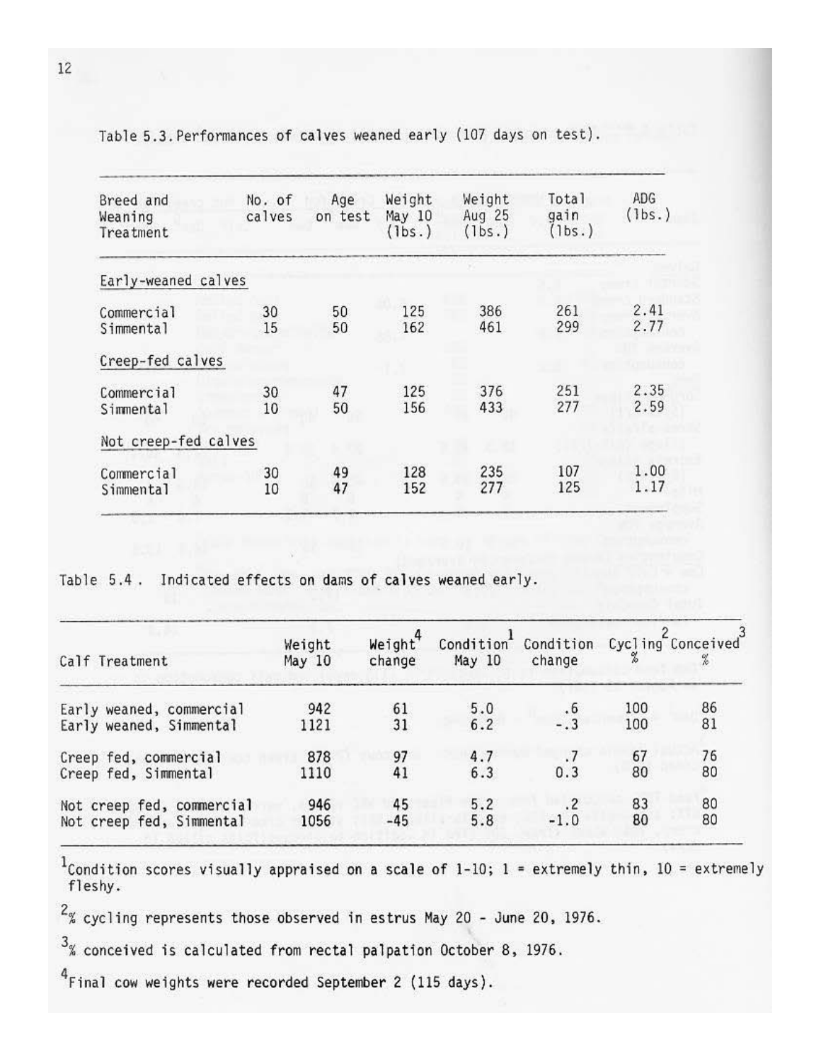Table 5.3. Performances of calves weaned early (107 days on test).

| Breed and Weaning Treatment | No. of calves | Age on test | Weight May 10 (lbs.) | Weight Aug 25 (lbs.) | Total gain (lbs.) | ADG (lbs.) |
|---|---|---|---|---|---|---|
| Early-weaned calves | | | | | | |
| Commercial | 30 | 50 | 125 | 386 | 261 | 2.41 |
| Simmental | 15 | 50 | 162 | 461 | 299 | 2.77 |
| Creep-fed calves | | | | | | |
| Commercial | 30 | 47 | 125 | 376 | 251 | 2.35 |
| Simmental | 10 | 50 | 156 | 433 | 277 | 2.59 |
| Not creep-fed calves | | | | | | |
| Commercial | 30 | 49 | 128 | 235 | 107 | 1.00 |
| Simmental | 10 | 47 | 152 | 277 | 125 | 1.17 |

Table 5.4. Indicated effects on dams of calves weaned early.

| Calf Treatment | Weight May 10 | Weight change[4] | Condition May 10[1] | Condition change | Cycling %[2] | Conceived %[3] |
|---|---|---|---|---|---|---|
| Early weaned, commercial | 942 | 61 | 5.0 | .6 | 100 | 86 |
| Early weaned, Simmental | 1121 | 31 | 6.2 | -.3 | 100 | 81 |
| Creep fed, commercial | 878 | 97 | 4.7 | .7 | 67 | 76 |
| Creep fed, Simmental | 1110 | 41 | 6.3 | 0.3 | 80 | 80 |
| Not creep fed, commercial | 946 | 45 | 5.2 | .2 | 83 | 80 |
| Not creep fed, Simmental | 1056 | -45 | 5.8 | -1.0 | 80 | 80 |

[1]Condition scores visually appraised on a scale of 1-10; 1 = extremely thin, 10 = extremely fleshy.

[2]% cycling represents those observed in estrus May 20 - June 20, 1976.

[3]% conceived is calculated from rectal palpation October 8, 1976.

[4]Final cow weights were recorded September 2 (115 days).